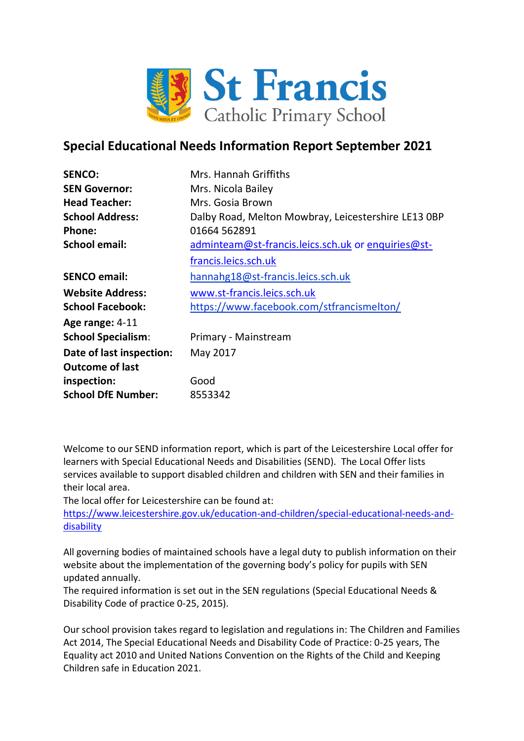St Francis
Catholic Primary School

# Special Educational Needs Information Report September 2021

| | |
|---|---|
| **SENCO:** | Mrs. Hannah Griffiths |
| **SEN Governor:** | Mrs. Nicola Bailey |
| **Head Teacher:** | Mrs. Gosia Brown |
| **School Address:** | Dalby Road, Melton Mowbray, Leicestershire LE13 0BP |
| **Phone:** | 01664 562891 |
| **School email:** | adminteam@st-francis.leics.sch.uk or enquiries@st-francis.leics.sch.uk |
| **SENCO email:** | hannahg18@st-francis.leics.sch.uk |
| **Website Address:** | www.st-francis.leics.sch.uk |
| **School Facebook:** | https://www.facebook.com/stfrancismelton/ |
| **Age range:** 4-11 | |
| **School Specialism:** | Primary - Mainstream |
| **Date of last inspection:** | May 2017 |
| **Outcome of last inspection:** | Good |
| **School DfE Number:** | 8553342 |

Welcome to our SEND information report, which is part of the Leicestershire Local offer for learners with Special Educational Needs and Disabilities (SEND). The Local Offer lists services available to support disabled children and children with SEN and their families in their local area.
The local offer for Leicestershire can be found at:
https://www.leicestershire.gov.uk/education-and-children/special-educational-needs-and-disability

All governing bodies of maintained schools have a legal duty to publish information on their website about the implementation of the governing body's policy for pupils with SEN updated annually.
The required information is set out in the SEN regulations (Special Educational Needs & Disability Code of practice 0-25, 2015).

Our school provision takes regard to legislation and regulations in: The Children and Families Act 2014, The Special Educational Needs and Disability Code of Practice: 0-25 years, The Equality act 2010 and United Nations Convention on the Rights of the Child and Keeping Children safe in Education 2021.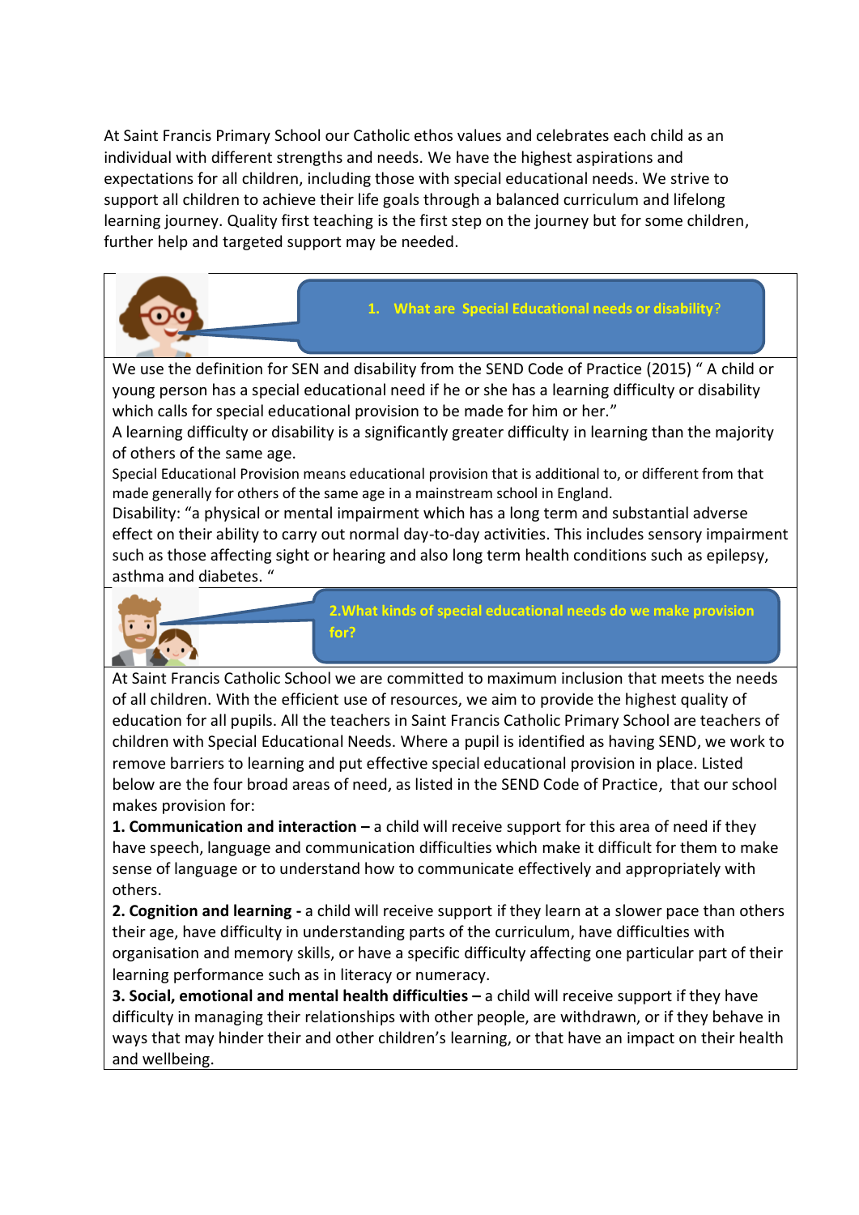At Saint Francis Primary School our Catholic ethos values and celebrates each child as an individual with different strengths and needs. We have the highest aspirations and expectations for all children, including those with special educational needs. We strive to support all children to achieve their life goals through a balanced curriculum and lifelong learning journey. Quality first teaching is the first step on the journey but for some children, further help and targeted support may be needed.

## 1. What are Special Educational needs or disability?

We use the definition for SEN and disability from the SEND Code of Practice (2015) " A child or young person has a special educational need if he or she has a learning difficulty or disability which calls for special educational provision to be made for him or her."

A learning difficulty or disability is a significantly greater difficulty in learning than the majority of others of the same age.

Special Educational Provision means educational provision that is additional to, or different from that made generally for others of the same age in a mainstream school in England.

Disability: "a physical or mental impairment which has a long term and substantial adverse effect on their ability to carry out normal day-to-day activities. This includes sensory impairment such as those affecting sight or hearing and also long term health conditions such as epilepsy, asthma and diabetes. "

## 2. What kinds of special educational needs do we make provision for?

At Saint Francis Catholic School we are committed to maximum inclusion that meets the needs of all children. With the efficient use of resources, we aim to provide the highest quality of education for all pupils. All the teachers in Saint Francis Catholic Primary School are teachers of children with Special Educational Needs. Where a pupil is identified as having SEND, we work to remove barriers to learning and put effective special educational provision in place. Listed below are the four broad areas of need, as listed in the SEND Code of Practice, that our school makes provision for:

**1. Communication and interaction –** a child will receive support for this area of need if they have speech, language and communication difficulties which make it difficult for them to make sense of language or to understand how to communicate effectively and appropriately with others.

**2. Cognition and learning -** a child will receive support if they learn at a slower pace than others their age, have difficulty in understanding parts of the curriculum, have difficulties with organisation and memory skills, or have a specific difficulty affecting one particular part of their learning performance such as in literacy or numeracy.

**3. Social, emotional and mental health difficulties –** a child will receive support if they have difficulty in managing their relationships with other people, are withdrawn, or if they behave in ways that may hinder their and other children's learning, or that have an impact on their health and wellbeing.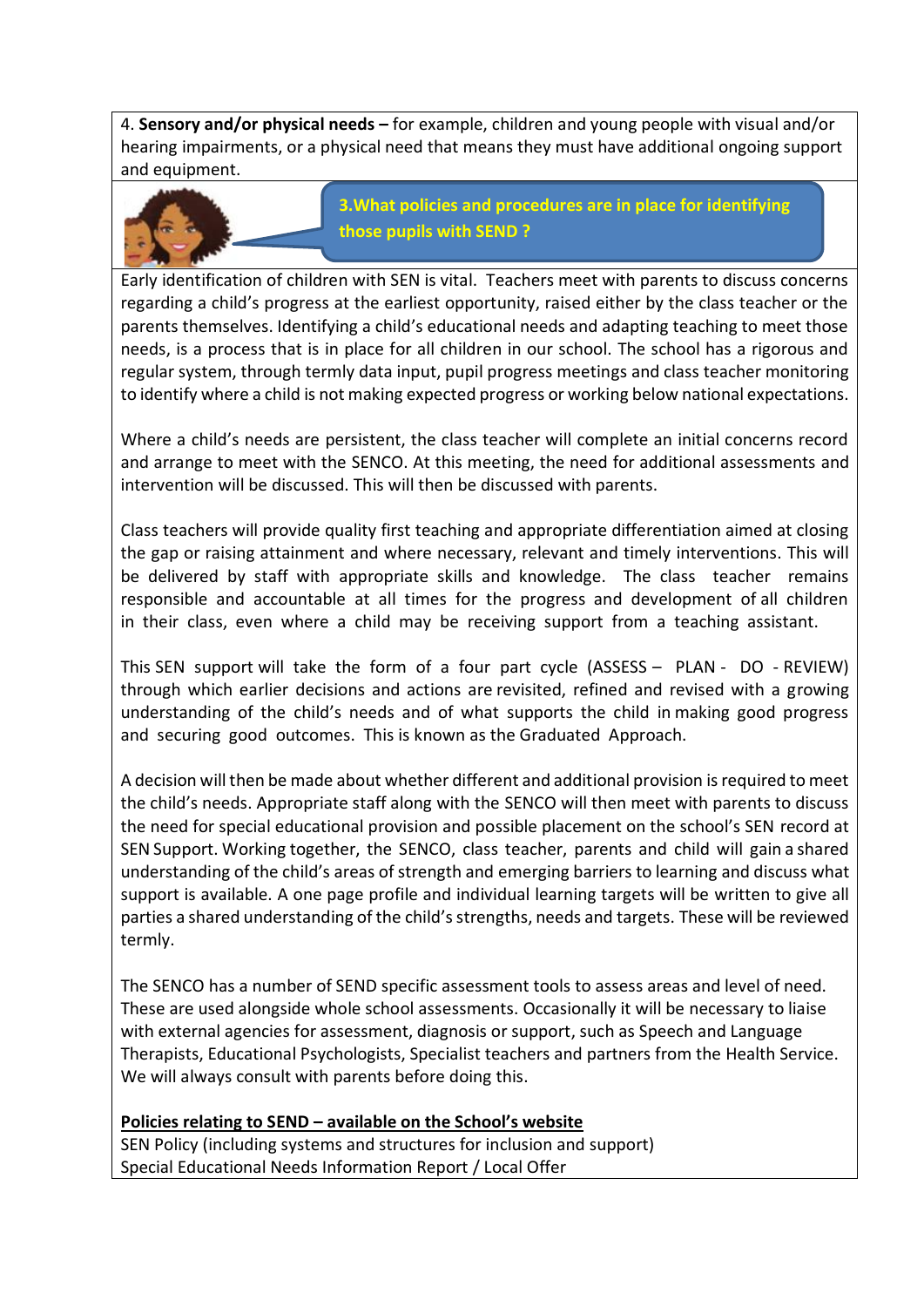4. **Sensory and/or physical needs –** for example, children and young people with visual and/or hearing impairments, or a physical need that means they must have additional ongoing support and equipment.

### 3.What policies and procedures are in place for identifying those pupils with SEND ?

Early identification of children with SEN is vital. Teachers meet with parents to discuss concerns regarding a child's progress at the earliest opportunity, raised either by the class teacher or the parents themselves. Identifying a child's educational needs and adapting teaching to meet those needs, is a process that is in place for all children in our school. The school has a rigorous and regular system, through termly data input, pupil progress meetings and class teacher monitoring to identify where a child is not making expected progress or working below national expectations.

Where a child's needs are persistent, the class teacher will complete an initial concerns record and arrange to meet with the SENCO. At this meeting, the need for additional assessments and intervention will be discussed. This will then be discussed with parents.

Class teachers will provide quality first teaching and appropriate differentiation aimed at closing the gap or raising attainment and where necessary, relevant and timely interventions. This will be delivered by staff with appropriate skills and knowledge. The class teacher remains responsible and accountable at all times for the progress and development of all children in their class, even where a child may be receiving support from a teaching assistant.

This SEN support will take the form of a four part cycle (ASSESS – PLAN - DO - REVIEW) through which earlier decisions and actions are revisited, refined and revised with a growing understanding of the child's needs and of what supports the child in making good progress and securing good outcomes. This is known as the Graduated Approach.

A decision will then be made about whether different and additional provision is required to meet the child's needs. Appropriate staff along with the SENCO will then meet with parents to discuss the need for special educational provision and possible placement on the school's SEN record at SEN Support. Working together, the SENCO, class teacher, parents and child will gain a shared understanding of the child's areas of strength and emerging barriers to learning and discuss what support is available. A one page profile and individual learning targets will be written to give all parties a shared understanding of the child's strengths, needs and targets. These will be reviewed termly.

The SENCO has a number of SEND specific assessment tools to assess areas and level of need. These are used alongside whole school assessments. Occasionally it will be necessary to liaise with external agencies for assessment, diagnosis or support, such as Speech and Language Therapists, Educational Psychologists, Specialist teachers and partners from the Health Service. We will always consult with parents before doing this.

**Policies relating to SEND – available on the School's website**
SEN Policy (including systems and structures for inclusion and support)
Special Educational Needs Information Report / Local Offer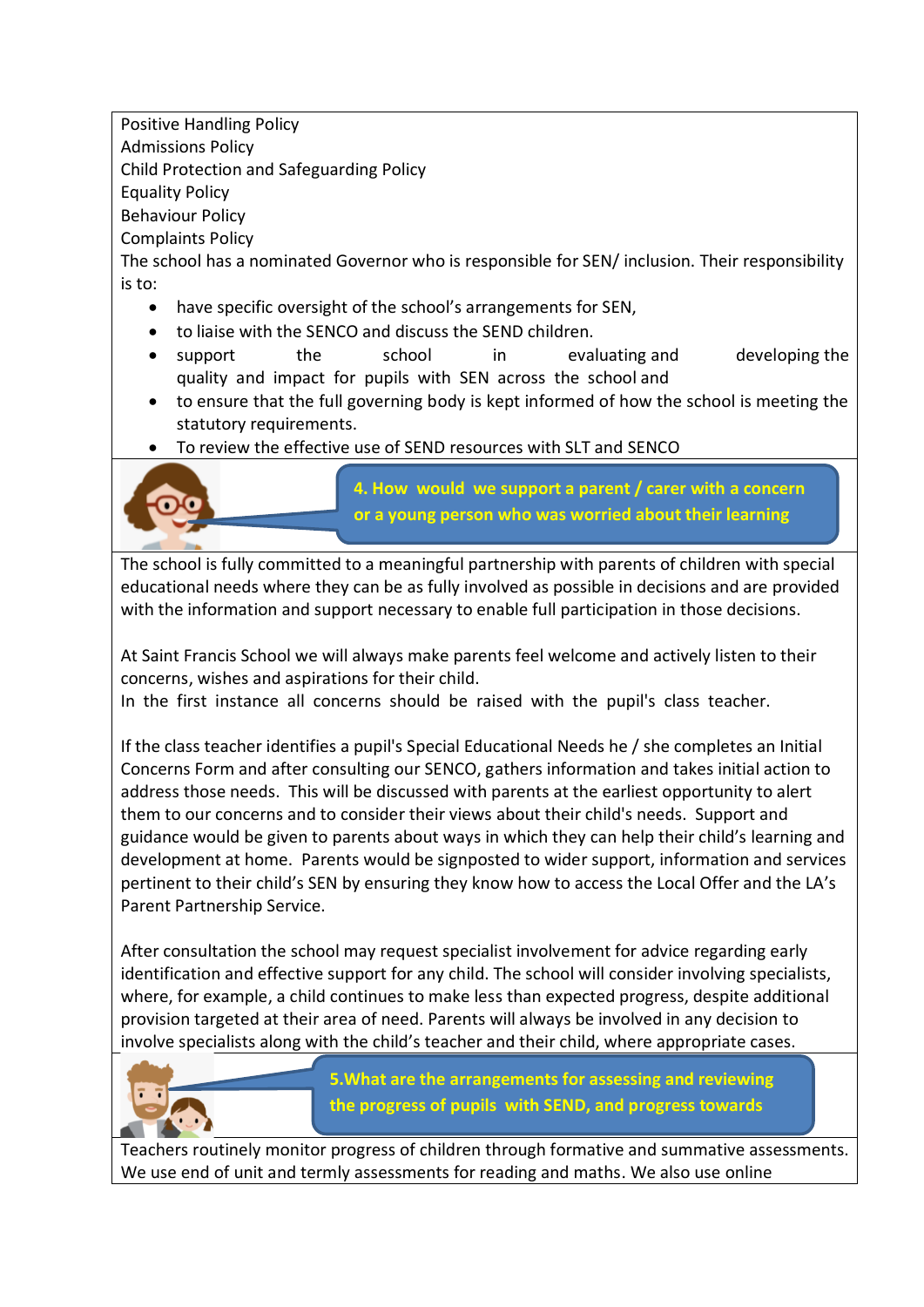Positive Handling Policy
Admissions Policy
Child Protection and Safeguarding Policy
Equality Policy
Behaviour Policy
Complaints Policy

The school has a nominated Governor who is responsible for SEN/ inclusion. Their responsibility is to:

- have specific oversight of the school's arrangements for SEN,
- to liaise with the SENCO and discuss the SEND children.
- support the school in evaluating and developing the quality and impact for pupils with SEN across the school and
- to ensure that the full governing body is kept informed of how the school is meeting the statutory requirements.
- To review the effective use of SEND resources with SLT and SENCO

## 4. How would we support a parent / carer with a concern or a young person who was worried about their learning

The school is fully committed to a meaningful partnership with parents of children with special educational needs where they can be as fully involved as possible in decisions and are provided with the information and support necessary to enable full participation in those decisions.

At Saint Francis School we will always make parents feel welcome and actively listen to their concerns, wishes and aspirations for their child.
In the first instance all concerns should be raised with the pupil's class teacher.

If the class teacher identifies a pupil's Special Educational Needs he / she completes an Initial Concerns Form and after consulting our SENCO, gathers information and takes initial action to address those needs. This will be discussed with parents at the earliest opportunity to alert them to our concerns and to consider their views about their child's needs. Support and guidance would be given to parents about ways in which they can help their child's learning and development at home. Parents would be signposted to wider support, information and services pertinent to their child's SEN by ensuring they know how to access the Local Offer and the LA's Parent Partnership Service.

After consultation the school may request specialist involvement for advice regarding early identification and effective support for any child. The school will consider involving specialists, where, for example, a child continues to make less than expected progress, despite additional provision targeted at their area of need. Parents will always be involved in any decision to involve specialists along with the child's teacher and their child, where appropriate cases.

## 5. What are the arrangements for assessing and reviewing the progress of pupils with SEND, and progress towards

Teachers routinely monitor progress of children through formative and summative assessments. We use end of unit and termly assessments for reading and maths. We also use online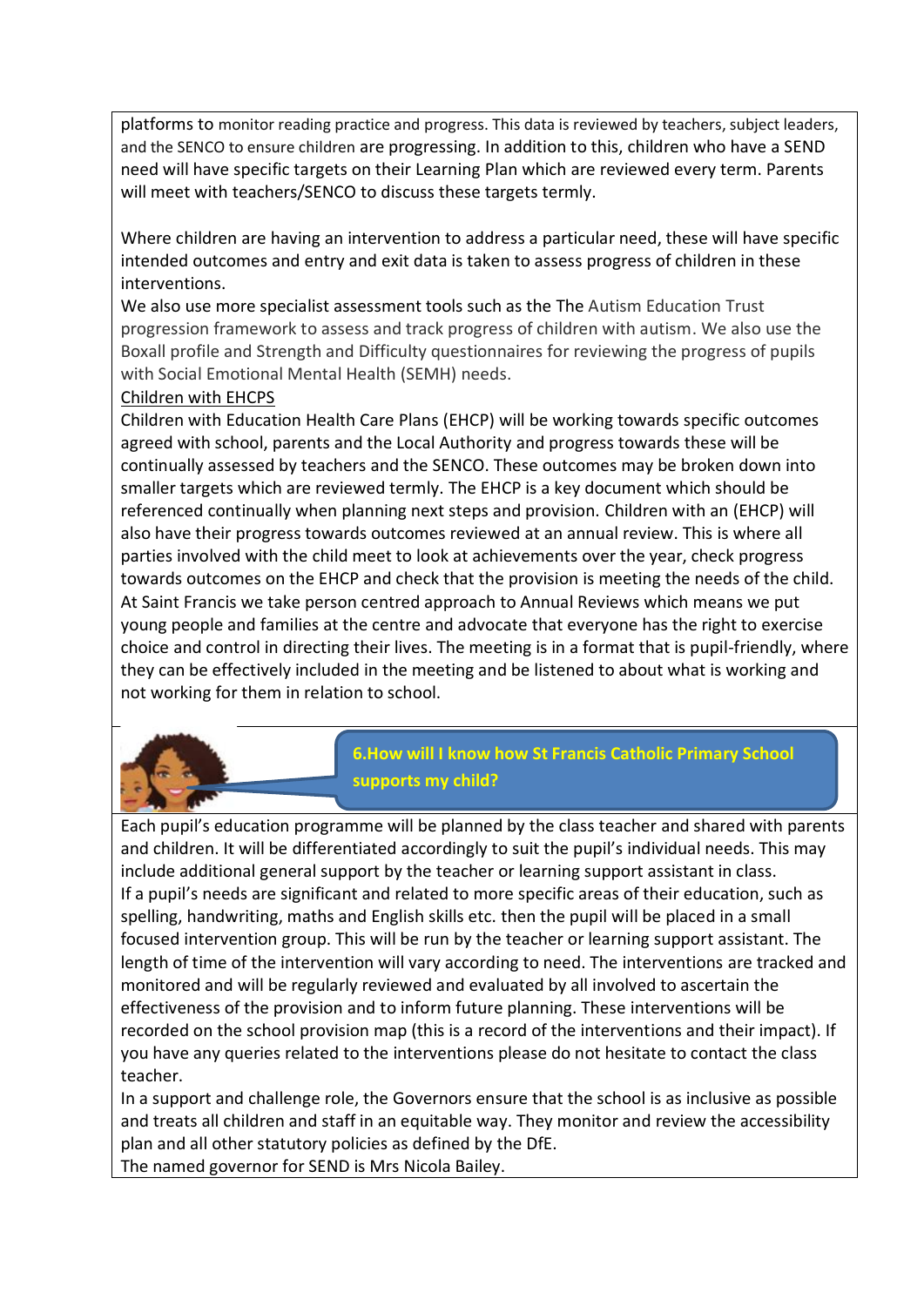platforms to monitor reading practice and progress. This data is reviewed by teachers, subject leaders, and the SENCO to ensure children are progressing. In addition to this, children who have a SEND need will have specific targets on their Learning Plan which are reviewed every term. Parents will meet with teachers/SENCO to discuss these targets termly.

Where children are having an intervention to address a particular need, these will have specific intended outcomes and entry and exit data is taken to assess progress of children in these interventions.

We also use more specialist assessment tools such as the The Autism Education Trust progression framework to assess and track progress of children with autism. We also use the Boxall profile and Strength and Difficulty questionnaires for reviewing the progress of pupils with Social Emotional Mental Health (SEMH) needs.

Children with EHCPS

Children with Education Health Care Plans (EHCP) will be working towards specific outcomes agreed with school, parents and the Local Authority and progress towards these will be continually assessed by teachers and the SENCO. These outcomes may be broken down into smaller targets which are reviewed termly. The EHCP is a key document which should be referenced continually when planning next steps and provision. Children with an (EHCP) will also have their progress towards outcomes reviewed at an annual review. This is where all parties involved with the child meet to look at achievements over the year, check progress towards outcomes on the EHCP and check that the provision is meeting the needs of the child. At Saint Francis we take person centred approach to Annual Reviews which means we put young people and families at the centre and advocate that everyone has the right to exercise choice and control in directing their lives. The meeting is in a format that is pupil-friendly, where they can be effectively included in the meeting and be listened to about what is working and not working for them in relation to school.

## 6.How will I know how St Francis Catholic Primary School supports my child?

Each pupil's education programme will be planned by the class teacher and shared with parents and children. It will be differentiated accordingly to suit the pupil's individual needs. This may include additional general support by the teacher or learning support assistant in class.

If a pupil's needs are significant and related to more specific areas of their education, such as spelling, handwriting, maths and English skills etc. then the pupil will be placed in a small focused intervention group. This will be run by the teacher or learning support assistant. The length of time of the intervention will vary according to need. The interventions are tracked and monitored and will be regularly reviewed and evaluated by all involved to ascertain the effectiveness of the provision and to inform future planning. These interventions will be recorded on the school provision map (this is a record of the interventions and their impact). If you have any queries related to the interventions please do not hesitate to contact the class teacher.

In a support and challenge role, the Governors ensure that the school is as inclusive as possible and treats all children and staff in an equitable way. They monitor and review the accessibility plan and all other statutory policies as defined by the DfE.

The named governor for SEND is Mrs Nicola Bailey.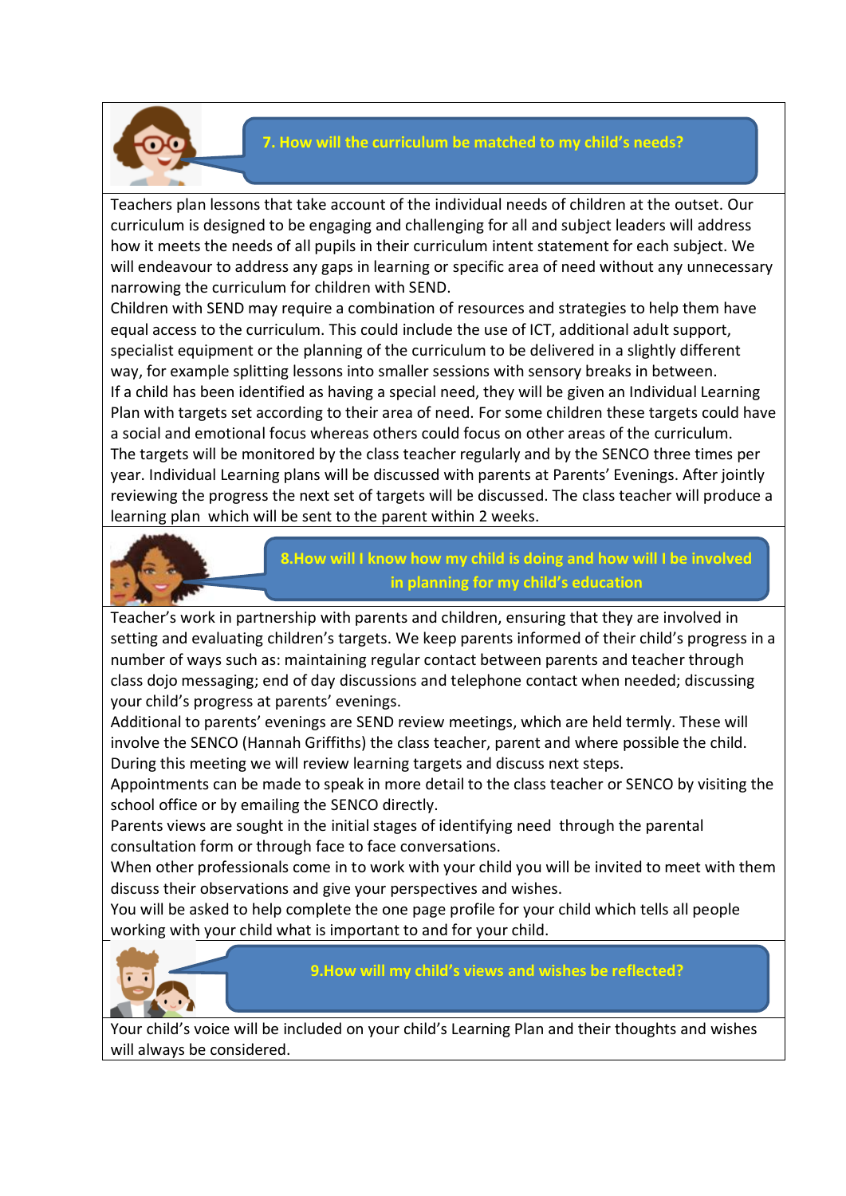## 7. How will the curriculum be matched to my child's needs?

Teachers plan lessons that take account of the individual needs of children at the outset. Our curriculum is designed to be engaging and challenging for all and subject leaders will address how it meets the needs of all pupils in their curriculum intent statement for each subject. We will endeavour to address any gaps in learning or specific area of need without any unnecessary narrowing the curriculum for children with SEND.

Children with SEND may require a combination of resources and strategies to help them have equal access to the curriculum. This could include the use of ICT, additional adult support, specialist equipment or the planning of the curriculum to be delivered in a slightly different way, for example splitting lessons into smaller sessions with sensory breaks in between.

If a child has been identified as having a special need, they will be given an Individual Learning Plan with targets set according to their area of need. For some children these targets could have a social and emotional focus whereas others could focus on other areas of the curriculum.

The targets will be monitored by the class teacher regularly and by the SENCO three times per year. Individual Learning plans will be discussed with parents at Parents' Evenings. After jointly reviewing the progress the next set of targets will be discussed. The class teacher will produce a learning plan which will be sent to the parent within 2 weeks.

## 8.How will I know how my child is doing and how will I be involved in planning for my child's education

Teacher's work in partnership with parents and children, ensuring that they are involved in setting and evaluating children's targets. We keep parents informed of their child's progress in a number of ways such as: maintaining regular contact between parents and teacher through class dojo messaging; end of day discussions and telephone contact when needed; discussing your child's progress at parents' evenings.

Additional to parents' evenings are SEND review meetings, which are held termly. These will involve the SENCO (Hannah Griffiths) the class teacher, parent and where possible the child. During this meeting we will review learning targets and discuss next steps.

Appointments can be made to speak in more detail to the class teacher or SENCO by visiting the school office or by emailing the SENCO directly.

Parents views are sought in the initial stages of identifying need through the parental consultation form or through face to face conversations.

When other professionals come in to work with your child you will be invited to meet with them discuss their observations and give your perspectives and wishes.

You will be asked to help complete the one page profile for your child which tells all people working with your child what is important to and for your child.

## 9.How will my child's views and wishes be reflected?

Your child's voice will be included on your child's Learning Plan and their thoughts and wishes will always be considered.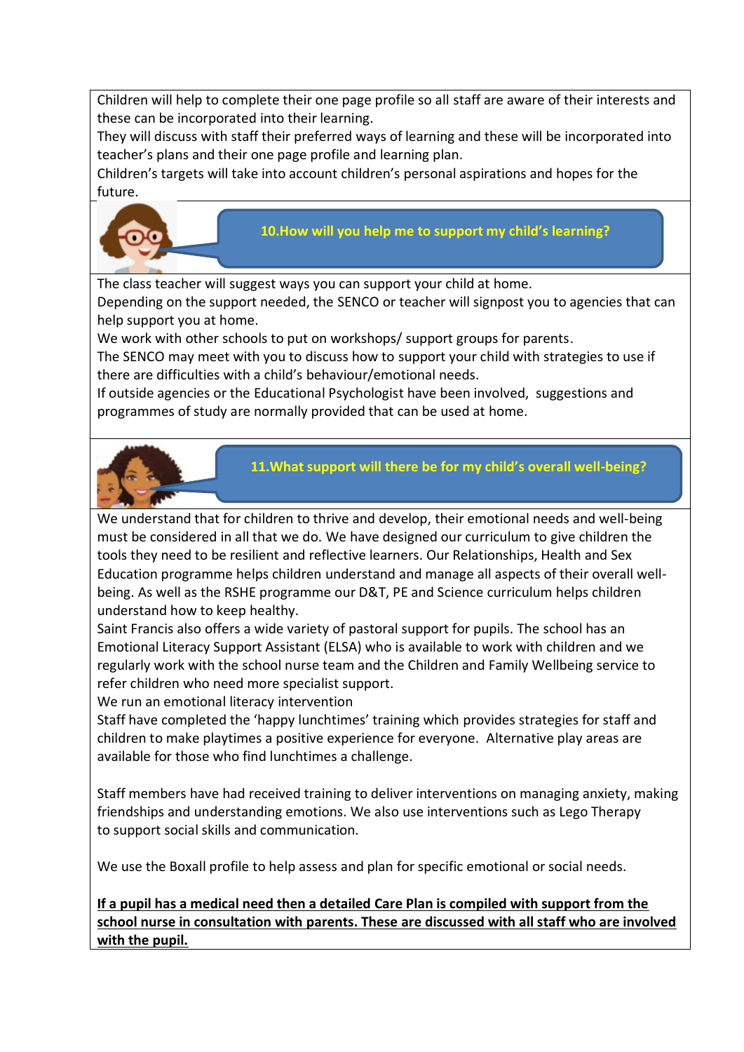Children will help to complete their one page profile so all staff are aware of their interests and these can be incorporated into their learning.
They will discuss with staff their preferred ways of learning and these will be incorporated into teacher's plans and their one page profile and learning plan.
Children's targets will take into account children's personal aspirations and hopes for the future.

### 10.How will you help me to support my child's learning?

The class teacher will suggest ways you can support your child at home.
Depending on the support needed, the SENCO or teacher will signpost you to agencies that can help support you at home.
We work with other schools to put on workshops/ support groups for parents.
The SENCO may meet with you to discuss how to support your child with strategies to use if there are difficulties with a child's behaviour/emotional needs.
If outside agencies or the Educational Psychologist have been involved, suggestions and programmes of study are normally provided that can be used at home.

### 11.What support will there be for my child's overall well-being?

We understand that for children to thrive and develop, their emotional needs and well-being must be considered in all that we do. We have designed our curriculum to give children the tools they need to be resilient and reflective learners. Our Relationships, Health and Sex Education programme helps children understand and manage all aspects of their overall well-being. As well as the RSHE programme our D&T, PE and Science curriculum helps children understand how to keep healthy.
Saint Francis also offers a wide variety of pastoral support for pupils. The school has an Emotional Literacy Support Assistant (ELSA) who is available to work with children and we regularly work with the school nurse team and the Children and Family Wellbeing service to refer children who need more specialist support.
We run an emotional literacy intervention
Staff have completed the 'happy lunchtimes' training which provides strategies for staff and children to make playtimes a positive experience for everyone. Alternative play areas are available for those who find lunchtimes a challenge.

Staff members have had received training to deliver interventions on managing anxiety, making friendships and understanding emotions. We also use interventions such as Lego Therapy to support social skills and communication.

We use the Boxall profile to help assess and plan for specific emotional or social needs.

**If a pupil has a medical need then a detailed Care Plan is compiled with support from the school nurse in consultation with parents. These are discussed with all staff who are involved with the pupil.**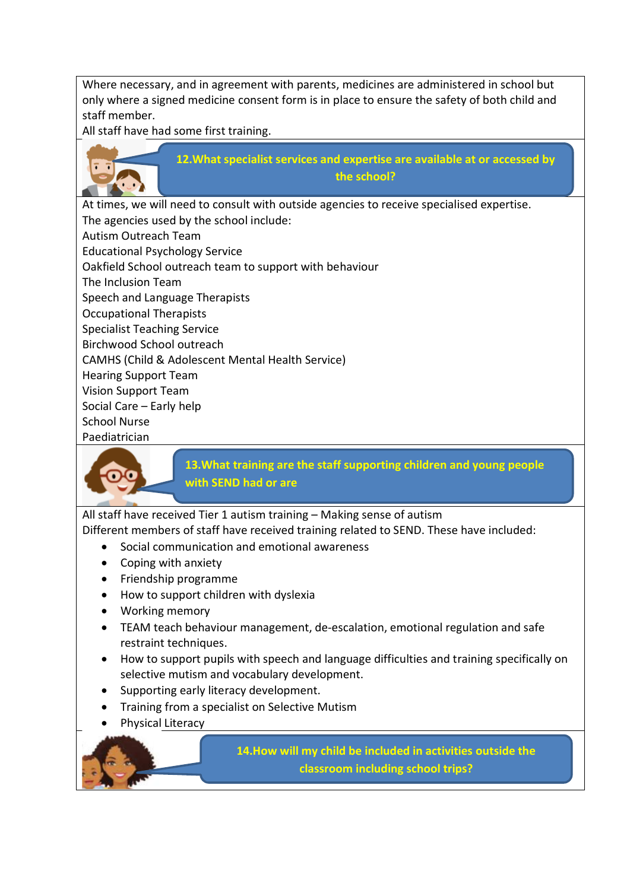Where necessary, and in agreement with parents, medicines are administered in school but only where a signed medicine consent form is in place to ensure the safety of both child and staff member.
All staff have had some first training.

## 12.What specialist services and expertise are available at or accessed by the school?

At times, we will need to consult with outside agencies to receive specialised expertise.
The agencies used by the school include:
Autism Outreach Team
Educational Psychology Service
Oakfield School outreach team to support with behaviour
The Inclusion Team
Speech and Language Therapists
Occupational Therapists
Specialist Teaching Service
Birchwood School outreach
CAMHS (Child & Adolescent Mental Health Service)
Hearing Support Team
Vision Support Team
Social Care – Early help
School Nurse
Paediatrician

## 13.What training are the staff supporting children and young people with SEND had or are

All staff have received Tier 1 autism training – Making sense of autism
Different members of staff have received training related to SEND. These have included:

- Social communication and emotional awareness
- Coping with anxiety
- Friendship programme
- How to support children with dyslexia
- Working memory
- TEAM teach behaviour management, de-escalation, emotional regulation and safe restraint techniques.
- How to support pupils with speech and language difficulties and training specifically on selective mutism and vocabulary development.
- Supporting early literacy development.
- Training from a specialist on Selective Mutism
- Physical Literacy

## 14.How will my child be included in activities outside the classroom including school trips?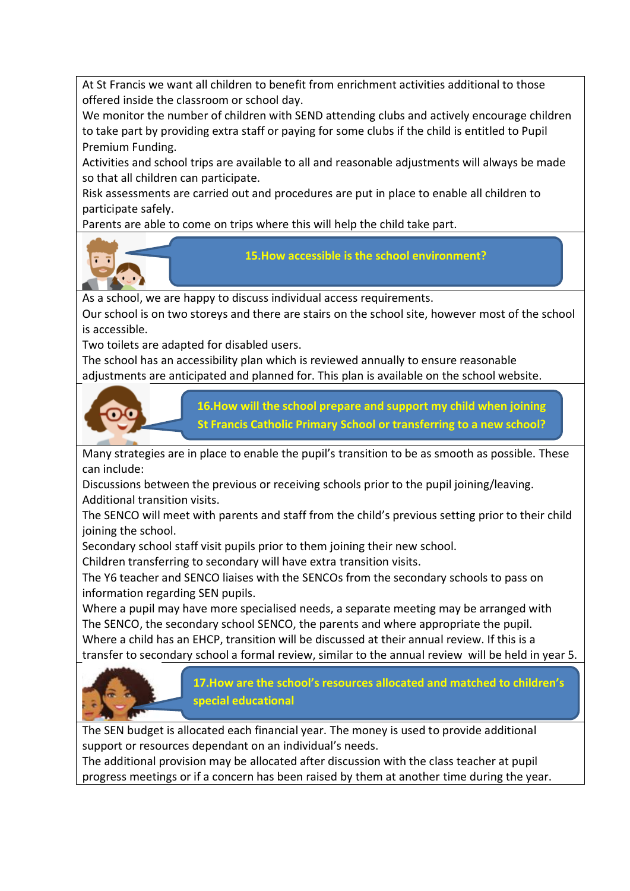At St Francis we want all children to benefit from enrichment activities additional to those offered inside the classroom or school day.
We monitor the number of children with SEND attending clubs and actively encourage children to take part by providing extra staff or paying for some clubs if the child is entitled to Pupil Premium Funding.
Activities and school trips are available to all and reasonable adjustments will always be made so that all children can participate.
Risk assessments are carried out and procedures are put in place to enable all children to participate safely.
Parents are able to come on trips where this will help the child take part.

## 15.How accessible is the school environment?

As a school, we are happy to discuss individual access requirements.
Our school is on two storeys and there are stairs on the school site, however most of the school is accessible.
Two toilets are adapted for disabled users.
The school has an accessibility plan which is reviewed annually to ensure reasonable adjustments are anticipated and planned for. This plan is available on the school website.

## 16.How will the school prepare and support my child when joining St Francis Catholic Primary School or transferring to a new school?

Many strategies are in place to enable the pupil's transition to be as smooth as possible. These can include:
Discussions between the previous or receiving schools prior to the pupil joining/leaving.
Additional transition visits.
The SENCO will meet with parents and staff from the child's previous setting prior to their child joining the school.
Secondary school staff visit pupils prior to them joining their new school.
Children transferring to secondary will have extra transition visits.
The Y6 teacher and SENCO liaises with the SENCOs from the secondary schools to pass on information regarding SEN pupils.
Where a pupil may have more specialised needs, a separate meeting may be arranged with The SENCO, the secondary school SENCO, the parents and where appropriate the pupil.
Where a child has an EHCP, transition will be discussed at their annual review. If this is a transfer to secondary school a formal review, similar to the annual review will be held in year 5.

## 17.How are the school's resources allocated and matched to children's special educational

The SEN budget is allocated each financial year. The money is used to provide additional support or resources dependant on an individual's needs.
The additional provision may be allocated after discussion with the class teacher at pupil progress meetings or if a concern has been raised by them at another time during the year.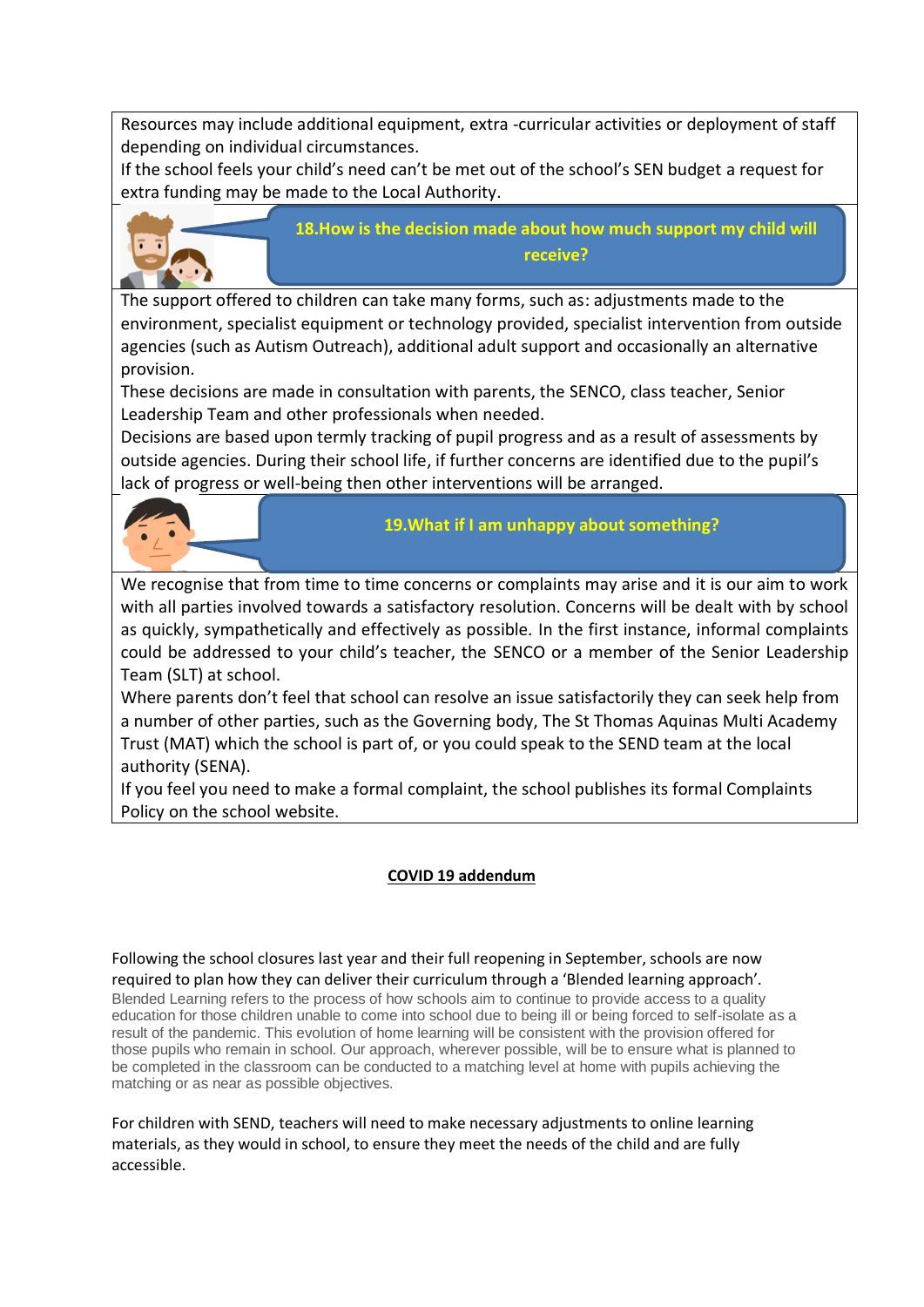Resources may include additional equipment, extra -curricular activities or deployment of staff depending on individual circumstances.

If the school feels your child's need can't be met out of the school's SEN budget a request for extra funding may be made to the Local Authority.

### 18.How is the decision made about how much support my child will receive?

The support offered to children can take many forms, such as: adjustments made to the environment, specialist equipment or technology provided, specialist intervention from outside agencies (such as Autism Outreach), additional adult support and occasionally an alternative provision.

These decisions are made in consultation with parents, the SENCO, class teacher, Senior Leadership Team and other professionals when needed.

Decisions are based upon termly tracking of pupil progress and as a result of assessments by outside agencies. During their school life, if further concerns are identified due to the pupil's lack of progress or well-being then other interventions will be arranged.

### 19.What if I am unhappy about something?

We recognise that from time to time concerns or complaints may arise and it is our aim to work with all parties involved towards a satisfactory resolution. Concerns will be dealt with by school as quickly, sympathetically and effectively as possible. In the first instance, informal complaints could be addressed to your child's teacher, the SENCO or a member of the Senior Leadership Team (SLT) at school.

Where parents don't feel that school can resolve an issue satisfactorily they can seek help from a number of other parties, such as the Governing body, The St Thomas Aquinas Multi Academy Trust (MAT) which the school is part of, or you could speak to the SEND team at the local authority (SENA).

If you feel you need to make a formal complaint, the school publishes its formal Complaints Policy on the school website.

## COVID 19 addendum

Following the school closures last year and their full reopening in September, schools are now required to plan how they can deliver their curriculum through a 'Blended learning approach'.
Blended Learning refers to the process of how schools aim to continue to provide access to a quality education for those children unable to come into school due to being ill or being forced to self-isolate as a result of the pandemic. This evolution of home learning will be consistent with the provision offered for those pupils who remain in school. Our approach, wherever possible, will be to ensure what is planned to be completed in the classroom can be conducted to a matching level at home with pupils achieving the matching or as near as possible objectives.

For children with SEND, teachers will need to make necessary adjustments to online learning materials, as they would in school, to ensure they meet the needs of the child and are fully accessible.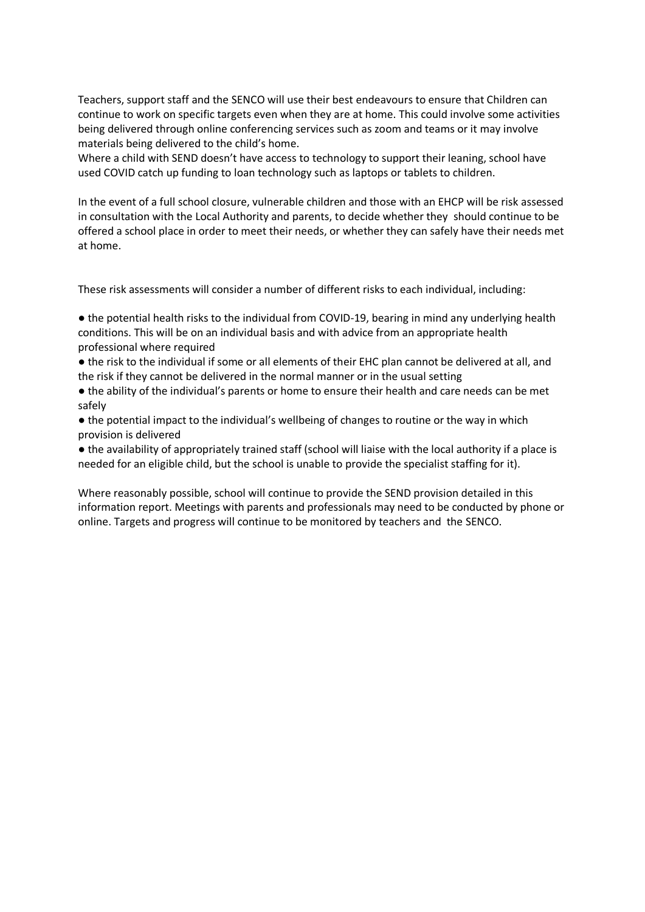Teachers, support staff and the SENCO will use their best endeavours to ensure that Children can continue to work on specific targets even when they are at home. This could involve some activities being delivered through online conferencing services such as zoom and teams or it may involve materials being delivered to the child's home.
Where a child with SEND doesn't have access to technology to support their leaning, school have used COVID catch up funding to loan technology such as laptops or tablets to children.

In the event of a full school closure, vulnerable children and those with an EHCP will be risk assessed in consultation with the Local Authority and parents, to decide whether they should continue to be offered a school place in order to meet their needs, or whether they can safely have their needs met at home.

These risk assessments will consider a number of different risks to each individual, including:

- the potential health risks to the individual from COVID-19, bearing in mind any underlying health conditions. This will be on an individual basis and with advice from an appropriate health professional where required
- the risk to the individual if some or all elements of their EHC plan cannot be delivered at all, and the risk if they cannot be delivered in the normal manner or in the usual setting
- the ability of the individual's parents or home to ensure their health and care needs can be met safely
- the potential impact to the individual's wellbeing of changes to routine or the way in which provision is delivered
- the availability of appropriately trained staff (school will liaise with the local authority if a place is needed for an eligible child, but the school is unable to provide the specialist staffing for it).

Where reasonably possible, school will continue to provide the SEND provision detailed in this information report. Meetings with parents and professionals may need to be conducted by phone or online. Targets and progress will continue to be monitored by teachers and the SENCO.